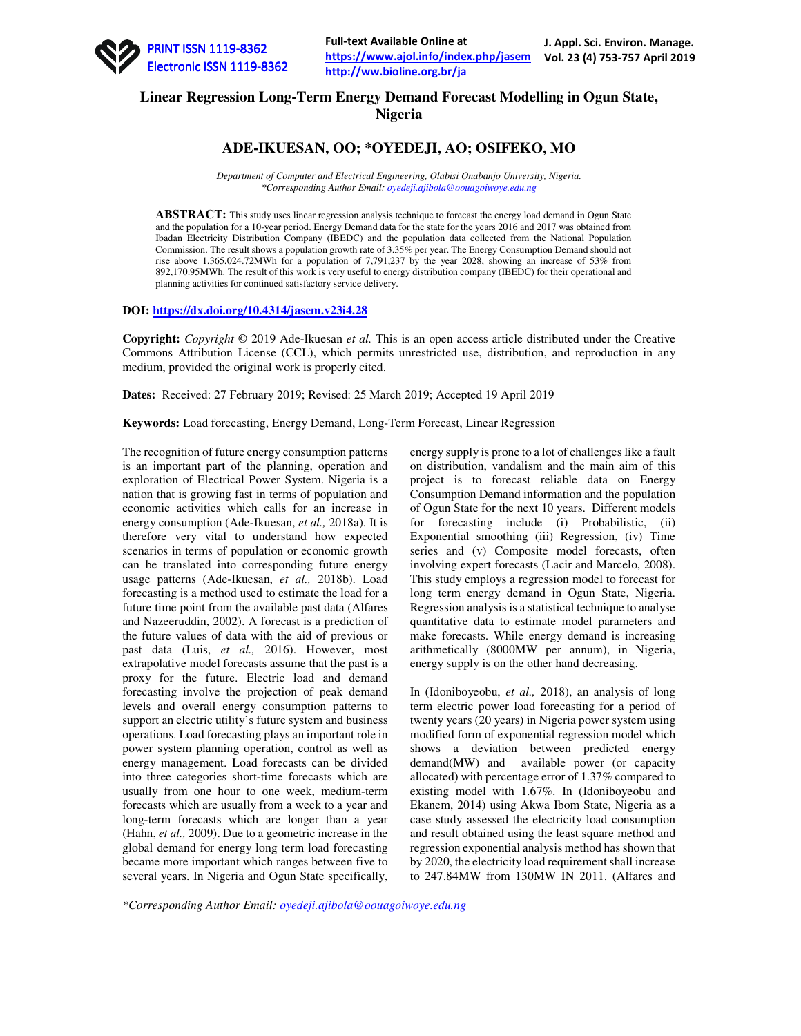# Linear Regression Long-Term Energy Demand Forecast Modelling in Ogun State, Nigeria

## ADE-IKUESAN, OO; *OYEDEJI, AO; OSIFEKO, MO

*Department of Computer and Electrical Engineering, Olabisi Onabanjo University, Nigeria.*
*\*Corresponding Author Email: oyedeji.ajibola@oouagoiwoye.edu.ng*

**ABSTRACT:** This study uses linear regression analysis technique to forecast the energy load demand in Ogun State and the population for a 10-year period. Energy Demand data for the state for the years 2016 and 2017 was obtained from Ibadan Electricity Distribution Company (IBEDC) and the population data collected from the National Population Commission. The result shows a population growth rate of 3.35% per year. The Energy Consumption Demand should not rise above 1,365,024.72MWh for a population of 7,791,237 by the year 2028, showing an increase of 53% from 892,170.95MWh. The result of this work is very useful to energy distribution company (IBEDC) for their operational and planning activities for continued satisfactory service delivery.

**DOI:** https://dx.doi.org/10.4314/jasem.v23i4.28

**Copyright:** *Copyright* © 2019 Ade-Ikuesan *et al.* This is an open access article distributed under the Creative Commons Attribution License (CCL), which permits unrestricted use, distribution, and reproduction in any medium, provided the original work is properly cited.

**Dates:** Received: 27 February 2019; Revised: 25 March 2019; Accepted 19 April 2019

**Keywords:** Load forecasting, Energy Demand, Long-Term Forecast, Linear Regression

The recognition of future energy consumption patterns is an important part of the planning, operation and exploration of Electrical Power System. Nigeria is a nation that is growing fast in terms of population and economic activities which calls for an increase in energy consumption (Ade-Ikuesan, *et al.,* 2018a). It is therefore very vital to understand how expected scenarios in terms of population or economic growth can be translated into corresponding future energy usage patterns (Ade-Ikuesan, *et al.,* 2018b). Load forecasting is a method used to estimate the load for a future time point from the available past data (Alfares and Nazeeruddin, 2002). A forecast is a prediction of the future values of data with the aid of previous or past data (Luis, *et al.,* 2016). However, most extrapolative model forecasts assume that the past is a proxy for the future. Electric load and demand forecasting involve the projection of peak demand levels and overall energy consumption patterns to support an electric utility's future system and business operations. Load forecasting plays an important role in power system planning operation, control as well as energy management. Load forecasts can be divided into three categories short-time forecasts which are usually from one hour to one week, medium-term forecasts which are usually from a week to a year and long-term forecasts which are longer than a year (Hahn, *et al.,* 2009). Due to a geometric increase in the global demand for energy long term load forecasting became more important which ranges between five to several years. In Nigeria and Ogun State specifically, energy supply is prone to a lot of challenges like a fault on distribution, vandalism and the main aim of this project is to forecast reliable data on Energy Consumption Demand information and the population of Ogun State for the next 10 years. Different models for forecasting include (i) Probabilistic, (ii) Exponential smoothing (iii) Regression, (iv) Time series and (v) Composite model forecasts, often involving expert forecasts (Lacir and Marcelo, 2008). This study employs a regression model to forecast for long term energy demand in Ogun State, Nigeria. Regression analysis is a statistical technique to analyse quantitative data to estimate model parameters and make forecasts. While energy demand is increasing arithmetically (8000MW per annum), in Nigeria, energy supply is on the other hand decreasing.

In (Idoniboyeobu, *et al.,* 2018), an analysis of long term electric power load forecasting for a period of twenty years (20 years) in Nigeria power system using modified form of exponential regression model which shows a deviation between predicted energy demand(MW) and available power (or capacity allocated) with percentage error of 1.37% compared to existing model with 1.67%. In (Idoniboyeobu and Ekanem, 2014) using Akwa Ibom State, Nigeria as a case study assessed the electricity load consumption and result obtained using the least square method and regression exponential analysis method has shown that by 2020, the electricity load requirement shall increase to 247.84MW from 130MW IN 2011. (Alfares and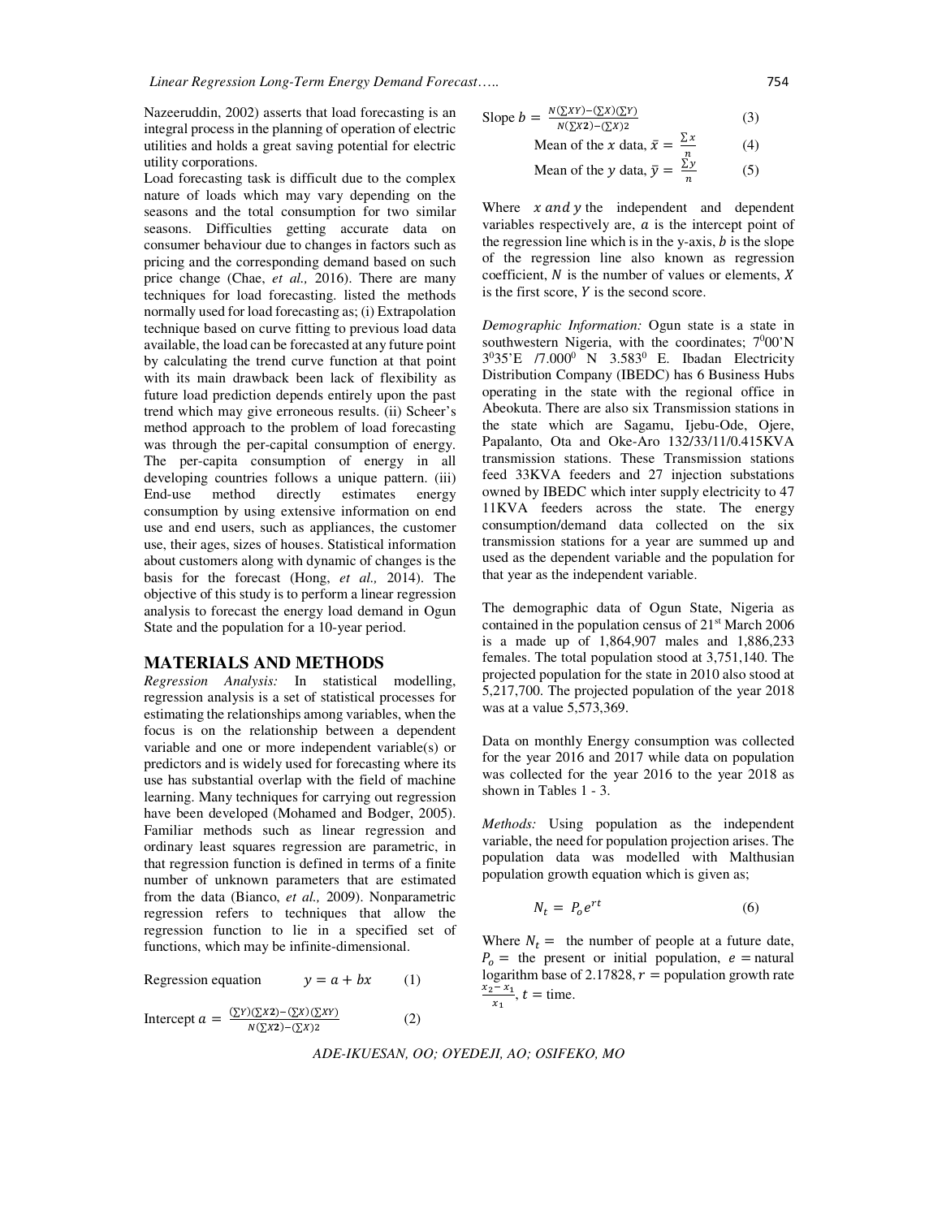Nazeeruddin, 2002) asserts that load forecasting is an integral process in the planning of operation of electric utilities and holds a great saving potential for electric utility corporations.

Load forecasting task is difficult due to the complex nature of loads which may vary depending on the seasons and the total consumption for two similar seasons. Difficulties getting accurate data on consumer behaviour due to changes in factors such as pricing and the corresponding demand based on such price change (Chae, *et al.,* 2016). There are many techniques for load forecasting. listed the methods normally used for load forecasting as; (i) Extrapolation technique based on curve fitting to previous load data available, the load can be forecasted at any future point by calculating the trend curve function at that point with its main drawback been lack of flexibility as future load prediction depends entirely upon the past trend which may give erroneous results. (ii) Scheer's method approach to the problem of load forecasting was through the per-capital consumption of energy. The per-capita consumption of energy in all developing countries follows a unique pattern. (iii) End-use method directly estimates energy consumption by using extensive information on end use and end users, such as appliances, the customer use, their ages, sizes of houses. Statistical information about customers along with dynamic of changes is the basis for the forecast (Hong, *et al.,* 2014). The objective of this study is to perform a linear regression analysis to forecast the energy load demand in Ogun State and the population for a 10-year period.

## MATERIALS AND METHODS

*Regression Analysis:* In statistical modelling, regression analysis is a set of statistical processes for estimating the relationships among variables, when the focus is on the relationship between a dependent variable and one or more independent variable(s) or predictors and is widely used for forecasting where its use has substantial overlap with the field of machine learning. Many techniques for carrying out regression have been developed (Mohamed and Bodger, 2005). Familiar methods such as linear regression and ordinary least squares regression are parametric, in that regression function is defined in terms of a finite number of unknown parameters that are estimated from the data (Bianco, *et al.,* 2009). Nonparametric regression refers to techniques that allow the regression function to lie in a specified set of functions, which may be infinite-dimensional.

Regression equation $$y = a + bx \quad (1)$$

Intercept $$a = \frac{(\sum Y)(\sum X2) - (\sum X)(\sum XY)}{N(\sum X2) - (\sum X)2} \quad (2)$$

Slope $$b = \frac{N(\sum XY) - (\sum X)(\sum Y)}{N(\sum X2) - (\sum X)2} \quad (3)$$

Mean of the $x$ data, $$\bar{x} = \frac{\sum x}{n} \quad (4)$$

Mean of the $y$ data, $$\bar{y} = \frac{\sum y}{n} \quad (5)$$

Where $x$ and $y$ the independent and dependent variables respectively are, $a$ is the intercept point of the regression line which is in the y-axis, $b$ is the slope of the regression line also known as regression coefficient, $N$ is the number of values or elements, $X$ is the first score, $Y$ is the second score.

*Demographic Information:* Ogun state is a state in southwestern Nigeria, with the coordinates; $7^0$00'N $3^0$35'E /$7.000^0$ N $3.583^0$ E. Ibadan Electricity Distribution Company (IBEDC) has 6 Business Hubs operating in the state with the regional office in Abeokuta. There are also six Transmission stations in the state which are Sagamu, Ijebu-Ode, Ojere, Papalanto, Ota and Oke-Aro 132/33/11/0.415KVA transmission stations. These Transmission stations feed 33KVA feeders and 27 injection substations owned by IBEDC which inter supply electricity to 47 11KVA feeders across the state. The energy consumption/demand data collected on the six transmission stations for a year are summed up and used as the dependent variable and the population for that year as the independent variable.

The demographic data of Ogun State, Nigeria as contained in the population census of 21st March 2006 is a made up of 1,864,907 males and 1,886,233 females. The total population stood at 3,751,140. The projected population for the state in 2010 also stood at 5,217,700. The projected population of the year 2018 was at a value 5,573,369.

Data on monthly Energy consumption was collected for the year 2016 and 2017 while data on population was collected for the year 2016 to the year 2018 as shown in Tables 1 - 3.

*Methods:* Using population as the independent variable, the need for population projection arises. The population data was modelled with Malthusian population growth equation which is given as;

$$N_t = P_o e^{rt} \quad (6)$$

Where $N_t =$ the number of people at a future date, $P_o =$ the present or initial population, $e =$ natural logarithm base of 2.17828, $r =$ population growth rate $\frac{x_2 - x_1}{x_1}$, $t =$ time.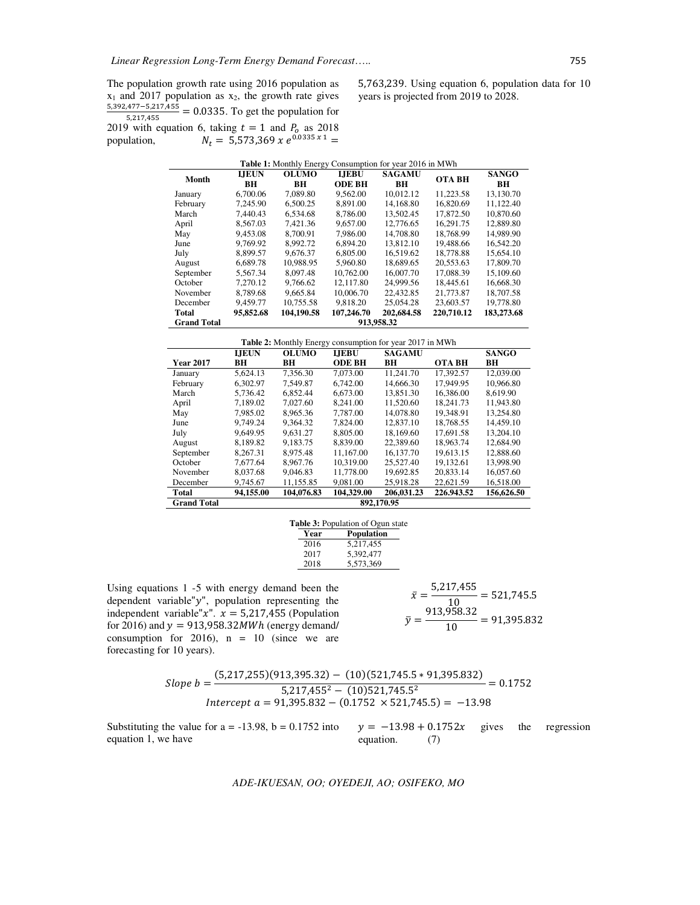The population growth rate using 2016 population as $x_1$ and 2017 population as $x_2$, the growth rate gives $\frac{5,392,477-5,217,455}{5,217,455} = 0.0335$. To get the population for 2019 with equation 6, taking $t = 1$ and $P_o$ as 2018 population, $N_t = 5,573,369\ x\ e^{0.0335\ x\ 1} = 5,763,239$. Using equation 6, population data for 10 years is projected from 2019 to 2028.

**Table 1:** Monthly Energy Consumption for year 2016 in MWh

| Month | IJEUN BH | OLUMO BH | IJEBU ODE BH | SAGAMU BH | OTA BH | SANGO BH |
|---|---|---|---|---|---|---|
| January | 6,700.06 | 7,089.80 | 9,562.00 | 10,012.12 | 11,223.58 | 13,130.70 |
| February | 7,245.90 | 6,500.25 | 8,891.00 | 14,168.80 | 16,820.69 | 11,122.40 |
| March | 7,440.43 | 6,534.68 | 8,786.00 | 13,502.45 | 17,872.50 | 10,870.60 |
| April | 8,567.03 | 7,421.36 | 9,657.00 | 12,776.65 | 16,291.75 | 12,889.80 |
| May | 9,453.08 | 8,700.91 | 7,986.00 | 14,708.80 | 18,768.99 | 14,989.90 |
| June | 9,769.92 | 8,992.72 | 6,894.20 | 13,812.10 | 19,488.66 | 16,542.20 |
| July | 8,899.57 | 9,676.37 | 6,805.00 | 16,519.62 | 18,778.88 | 15,654.10 |
| August | 6,689.78 | 10,988.95 | 5,960.80 | 18,689.65 | 20,553.63 | 17,809.70 |
| September | 5,567.34 | 8,097.48 | 10,762.00 | 16,007.70 | 17,088.39 | 15,109.60 |
| October | 7,270.12 | 9,766.62 | 12,117.80 | 24,999.56 | 18,445.61 | 16,668.30 |
| November | 8,789.68 | 9,665.84 | 10,006.70 | 22,432.85 | 21,773.87 | 18,707.58 |
| December | 9,459.77 | 10,755.58 | 9,818.20 | 25,054.28 | 23,603.57 | 19,778.80 |
| **Total** | **95,852.68** | **104,190.58** | **107,246.70** | **202,684.58** | **220,710.12** | **183,273.68** |
| **Grand Total** | | | **913,958.32** | | | |

**Table 2:** Monthly Energy consumption for year 2017 in MWh

| Year 2017 | IJEUN BH | OLUMO BH | IJEBU ODE BH | SAGAMU BH | OTA BH | SANGO BH |
|---|---|---|---|---|---|---|
| January | 5,624.13 | 7,356.30 | 7,073.00 | 11,241.70 | 17,392.57 | 12,039.00 |
| February | 6,302.97 | 7,549.87 | 6,742.00 | 14,666.30 | 17,949.95 | 10,966.80 |
| March | 5,736.42 | 6,852.44 | 6,673.00 | 13,851.30 | 16,386.00 | 8,619.90 |
| April | 7,189.02 | 7,027.60 | 8,241.00 | 11,520.60 | 18,241.73 | 11,943.80 |
| May | 7,985.02 | 8,965.36 | 7,787.00 | 14,078.80 | 19,348.91 | 13,254.80 |
| June | 9,749.24 | 9,364.32 | 7,824.00 | 12,837.10 | 18,768.55 | 14,459.10 |
| July | 9,649.95 | 9,631.27 | 8,805.00 | 18,169.60 | 17,691.58 | 13,204.10 |
| August | 8,189.82 | 9,183.75 | 8,839.00 | 22,389.60 | 18,963.74 | 12,684.90 |
| September | 8,267.31 | 8,975.48 | 11,167.00 | 16,137.70 | 19,613.15 | 12,888.60 |
| October | 7,677.64 | 8,967.76 | 10,319.00 | 25,527.40 | 19,132.61 | 13,998.90 |
| November | 8,037.68 | 9,046.83 | 11,778.00 | 19,692.85 | 20,833.14 | 16,057.60 |
| December | 9,745.67 | 11,155.85 | 9,081.00 | 25,918.28 | 22,621.59 | 16,518.00 |
| **Total** | **94,155.00** | **104,076.83** | **104,329.00** | **206,031.23** | **226.943.52** | **156,626.50** |
| **Grand Total** | | | **892,170.95** | | | |

**Table 3:** Population of Ogun state

| Year | Population |
|---|---|
| 2016 | 5,217,455 |
| 2017 | 5,392,477 |
| 2018 | 5,573,369 |

Using equations 1 -5 with energy demand been the dependent variable"$y$", population representing the independent variable"$x$". $x = 5,217,455$ (Population for 2016) and $y = 913,958.32MWh$ (energy demand/ consumption for 2016), n = 10 (since we are forecasting for 10 years).

$$\bar{x} = \frac{5,217,455}{10} = 521,745.5$$

$$\bar{y} = \frac{913,958.32}{10} = 91,395.832$$

$$Slope\ b = \frac{(5,217,255)(913,395.32) - (10)(521,745.5 * 91,395.832)}{5,217,455^2 - (10)521,745.5^2} = 0.1752$$

$$Intercept\ a = 91,395.832 - (0.1752\ \times 521,745.5) = -13.98$$

Substituting the value for a = -13.98, b = 0.1752 into equation 1, we have $y = -13.98 + 0.1752x$ gives the regression equation. (7)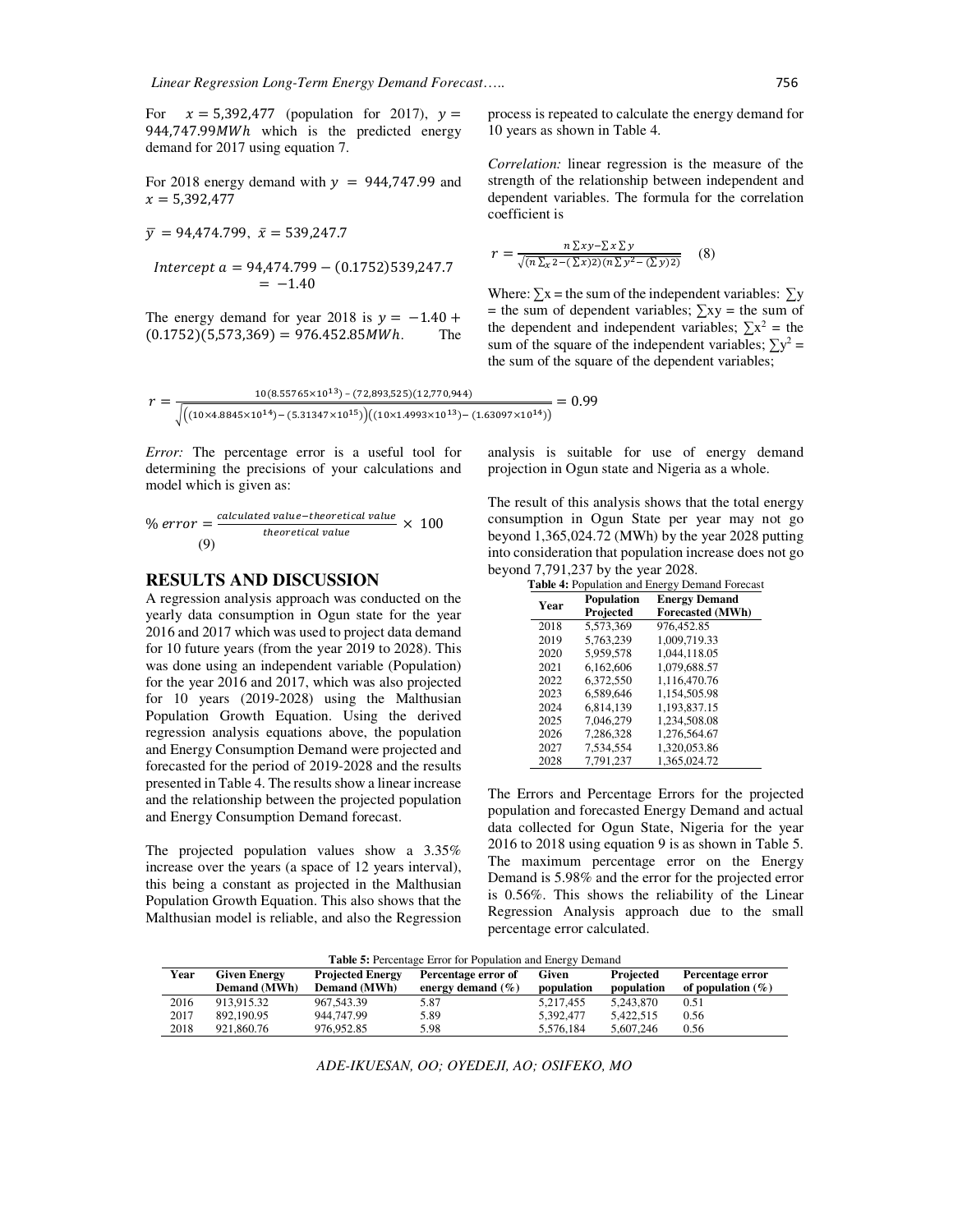For $x = 5{,}392{,}477$ (population for 2017), $y = 944{,}747.99MWh$ which is the predicted energy demand for 2017 using equation 7.

For 2018 energy demand with $y = 944{,}747.99$ and $x = 5{,}392{,}477$

$\bar{y} = 94{,}474.799, \ \bar{x} = 539{,}247.7$

$$Intercept\ a = 94{,}474.799 - (0.1752)539{,}247.7 = -1.40$$

The energy demand for year 2018 is $y = -1.40 + (0.1752)(5{,}573{,}369) = 976.452.85MWh$. The process is repeated to calculate the energy demand for 10 years as shown in Table 4.

*Correlation:* linear regression is the measure of the strength of the relationship between independent and dependent variables. The formula for the correlation coefficient is

$$r = \frac{n\sum xy - \sum x \sum y}{\sqrt{(n\sum_x 2 - (\sum x)2)(n\sum y^2 - (\sum y)2)}} \quad (8)$$

Where: $\sum x$ = the sum of the independent variables: $\sum y$ = the sum of dependent variables; $\sum xy$ = the sum of the dependent and independent variables; $\sum x^2$ = the sum of the square of the independent variables; $\sum y^2$ = the sum of the square of the dependent variables;

$$r = \frac{10(8.55765\times10^{13}) - (72{,}893{,}525)(12{,}770{,}944)}{\sqrt{\left((10\times4.8845\times10^{14}) - (5.31347\times10^{15})\right)\left((10\times1.4993\times10^{13}) - (1.63097\times10^{14})\right)}} = 0.99$$

*Error:* The percentage error is a useful tool for determining the precisions of your calculations and model which is given as:

$$\%\ error = \frac{calculated\ value - theoretical\ value}{theoretical\ value} \times 100 \quad (9)$$

## RESULTS AND DISCUSSION

A regression analysis approach was conducted on the yearly data consumption in Ogun state for the year 2016 and 2017 which was used to project data demand for 10 future years (from the year 2019 to 2028). This was done using an independent variable (Population) for the year 2016 and 2017, which was also projected for 10 years (2019-2028) using the Malthusian Population Growth Equation. Using the derived regression analysis equations above, the population and Energy Consumption Demand were projected and forecasted for the period of 2019-2028 and the results presented in Table 4. The results show a linear increase and the relationship between the projected population and Energy Consumption Demand forecast.

The projected population values show a 3.35% increase over the years (a space of 12 years interval), this being a constant as projected in the Malthusian Population Growth Equation. This also shows that the Malthusian model is reliable, and also the Regression analysis is suitable for use of energy demand projection in Ogun state and Nigeria as a whole.

The result of this analysis shows that the total energy consumption in Ogun State per year may not go beyond 1,365,024.72 (MWh) by the year 2028 putting into consideration that population increase does not go beyond 7,791,237 by the year 2028.

**Table 4:** Population and Energy Demand Forecast

| Year | Population Projected | Energy Demand Forecasted (MWh) |
|---|---|---|
| 2018 | 5,573,369 | 976,452.85 |
| 2019 | 5,763,239 | 1,009,719.33 |
| 2020 | 5,959,578 | 1,044,118.05 |
| 2021 | 6,162,606 | 1,079,688.57 |
| 2022 | 6,372,550 | 1,116,470.76 |
| 2023 | 6,589,646 | 1,154,505.98 |
| 2024 | 6,814,139 | 1,193,837.15 |
| 2025 | 7,046,279 | 1,234,508.08 |
| 2026 | 7,286,328 | 1,276,564.67 |
| 2027 | 7,534,554 | 1,320,053.86 |
| 2028 | 7,791,237 | 1,365,024.72 |

The Errors and Percentage Errors for the projected population and forecasted Energy Demand and actual data collected for Ogun State, Nigeria for the year 2016 to 2018 using equation 9 is as shown in Table 5. The maximum percentage error on the Energy Demand is 5.98% and the error for the projected error is 0.56%. This shows the reliability of the Linear Regression Analysis approach due to the small percentage error calculated.

**Table 5:** Percentage Error for Population and Energy Demand

| Year | Given Energy Demand (MWh) | Projected Energy Demand (MWh) | Percentage error of energy demand (%) | Given population | Projected population | Percentage error of population (%) |
|---|---|---|---|---|---|---|
| 2016 | 913,915.32 | 967,543.39 | 5.87 | 5,217,455 | 5,243,870 | 0.51 |
| 2017 | 892,190.95 | 944,747.99 | 5.89 | 5,392,477 | 5,422,515 | 0.56 |
| 2018 | 921,860.76 | 976,952.85 | 5.98 | 5,576,184 | 5,607,246 | 0.56 |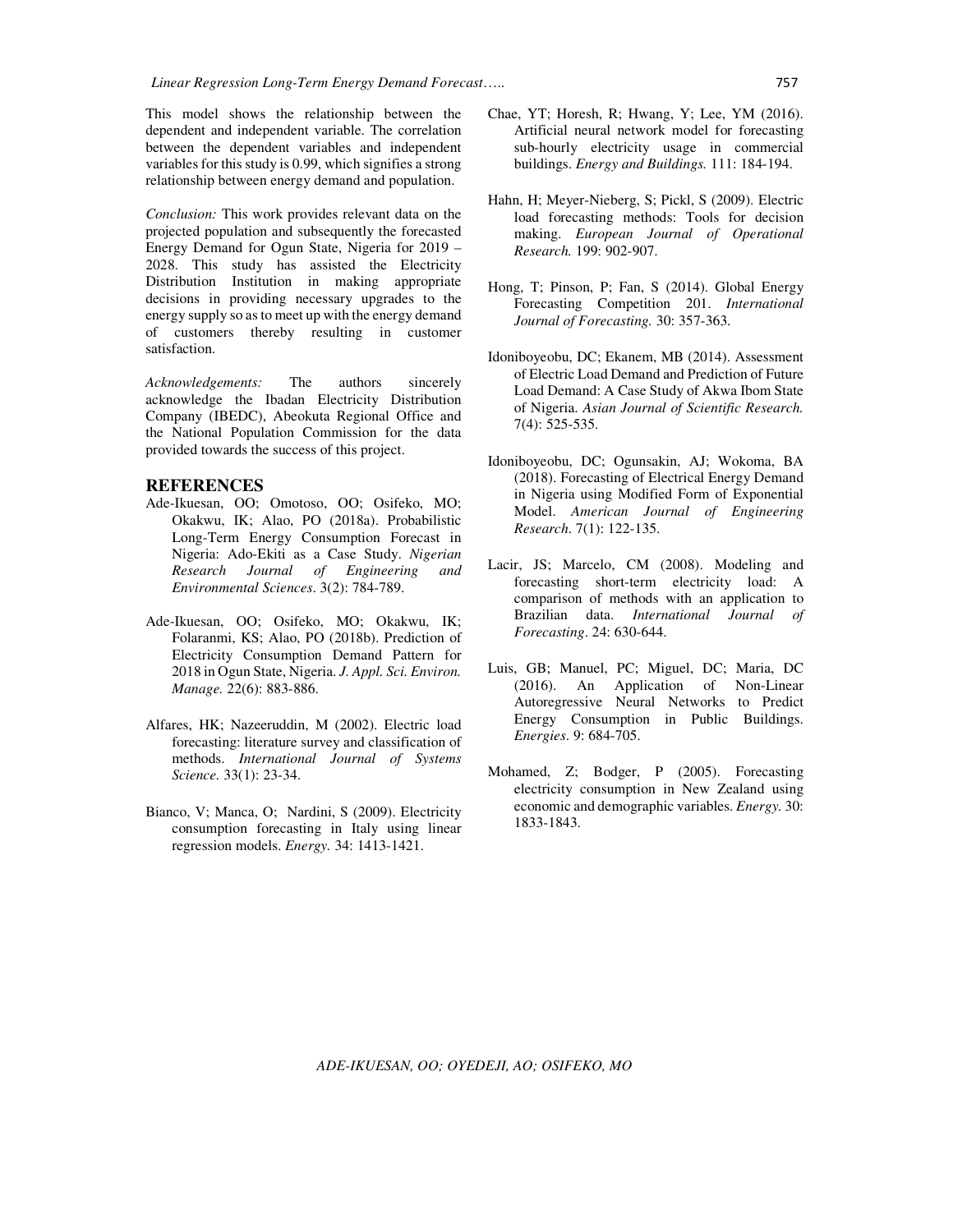This model shows the relationship between the dependent and independent variable. The correlation between the dependent variables and independent variables for this study is 0.99, which signifies a strong relationship between energy demand and population.

*Conclusion:* This work provides relevant data on the projected population and subsequently the forecasted Energy Demand for Ogun State, Nigeria for 2019 – 2028. This study has assisted the Electricity Distribution Institution in making appropriate decisions in providing necessary upgrades to the energy supply so as to meet up with the energy demand of customers thereby resulting in customer satisfaction.

*Acknowledgements:* The authors sincerely acknowledge the Ibadan Electricity Distribution Company (IBEDC), Abeokuta Regional Office and the National Population Commission for the data provided towards the success of this project.

## REFERENCES

Ade-Ikuesan, OO; Omotoso, OO; Osifeko, MO; Okakwu, IK; Alao, PO (2018a). Probabilistic Long-Term Energy Consumption Forecast in Nigeria: Ado-Ekiti as a Case Study. *Nigerian Research Journal of Engineering and Environmental Sciences*. 3(2): 784-789.

Ade-Ikuesan, OO; Osifeko, MO; Okakwu, IK; Folaranmi, KS; Alao, PO (2018b). Prediction of Electricity Consumption Demand Pattern for 2018 in Ogun State, Nigeria. *J. Appl. Sci. Environ. Manage.* 22(6): 883-886.

Alfares, HK; Nazeeruddin, M (2002). Electric load forecasting: literature survey and classification of methods. *International Journal of Systems Science.* 33(1): 23-34.

Bianco, V; Manca, O; Nardini, S (2009). Electricity consumption forecasting in Italy using linear regression models. *Energy.* 34: 1413-1421.

Chae, YT; Horesh, R; Hwang, Y; Lee, YM (2016). Artificial neural network model for forecasting sub-hourly electricity usage in commercial buildings. *Energy and Buildings.* 111: 184-194.

Hahn, H; Meyer-Nieberg, S; Pickl, S (2009). Electric load forecasting methods: Tools for decision making. *European Journal of Operational Research.* 199: 902-907.

Hong, T; Pinson, P; Fan, S (2014). Global Energy Forecasting Competition 201. *International Journal of Forecasting.* 30: 357-363.

Idoniboyeobu, DC; Ekanem, MB (2014). Assessment of Electric Load Demand and Prediction of Future Load Demand: A Case Study of Akwa Ibom State of Nigeria. *Asian Journal of Scientific Research.* 7(4): 525-535.

Idoniboyeobu, DC; Ogunsakin, AJ; Wokoma, BA (2018). Forecasting of Electrical Energy Demand in Nigeria using Modified Form of Exponential Model. *American Journal of Engineering Research*. 7(1): 122-135.

Lacir, JS; Marcelo, CM (2008). Modeling and forecasting short-term electricity load: A comparison of methods with an application to Brazilian data. *International Journal of Forecasting*. 24: 630-644.

Luis, GB; Manuel, PC; Miguel, DC; Maria, DC (2016). An Application of Non-Linear Autoregressive Neural Networks to Predict Energy Consumption in Public Buildings. *Energies*. 9: 684-705.

Mohamed, Z; Bodger, P (2005). Forecasting electricity consumption in New Zealand using economic and demographic variables. *Energy.* 30: 1833-1843.